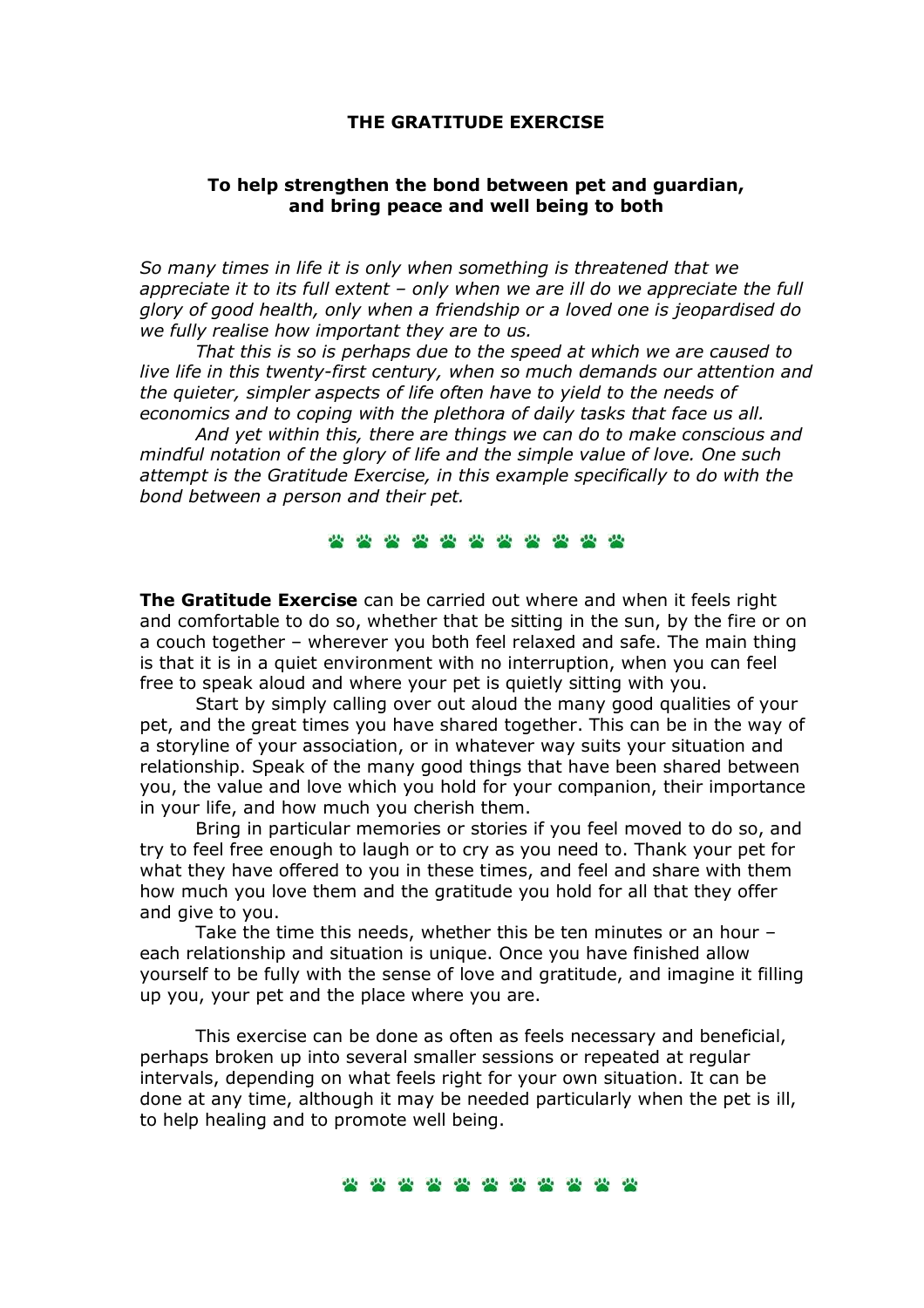# THE GRATITUDE EXERCISE

## To help strengthen the bond between pet and guardian, and bring peace and well being to both

*So many times in life it is only when something is threatened that we appreciate it to its full extent – only when we are ill do we appreciate the full glory of good health, only when a friendship or a loved one is jeopardised do we fully realise how important they are to us.*

*That this is so is perhaps due to the speed at which we are caused to live life in this twenty-first century, when so much demands our attention and the quieter, simpler aspects of life often have to yield to the needs of economics and to coping with the plethora of daily tasks that face us all.*

*And yet within this, there are things we can do to make conscious and mindful notation of the glory of life and the simple value of love. One such attempt is the Gratitude Exercise, in this example specifically to do with the bond between a person and their pet.*

🐾 🐾 🐾 🐾 🐾 🐾 🐾 🐾 🐾 🐾 🐾

**The Gratitude Exercise** can be carried out where and when it feels right and comfortable to do so, whether that be sitting in the sun, by the fire or on a couch together – wherever you both feel relaxed and safe. The main thing is that it is in a quiet environment with no interruption, when you can feel free to speak aloud and where your pet is quietly sitting with you.

Start by simply calling over out aloud the many good qualities of your pet, and the great times you have shared together. This can be in the way of a storyline of your association, or in whatever way suits your situation and relationship. Speak of the many good things that have been shared between you, the value and love which you hold for your companion, their importance in your life, and how much you cherish them.

Bring in particular memories or stories if you feel moved to do so, and try to feel free enough to laugh or to cry as you need to. Thank your pet for what they have offered to you in these times, and feel and share with them how much you love them and the gratitude you hold for all that they offer and give to you.

Take the time this needs, whether this be ten minutes or an hour – each relationship and situation is unique. Once you have finished allow yourself to be fully with the sense of love and gratitude, and imagine it filling up you, your pet and the place where you are.

This exercise can be done as often as feels necessary and beneficial, perhaps broken up into several smaller sessions or repeated at regular intervals, depending on what feels right for your own situation. It can be done at any time, although it may be needed particularly when the pet is ill, to help healing and to promote well being.

🐾 🐾 🐾 🐾 🐾 🐾 🐾 🐾 🐾 🐾 🐾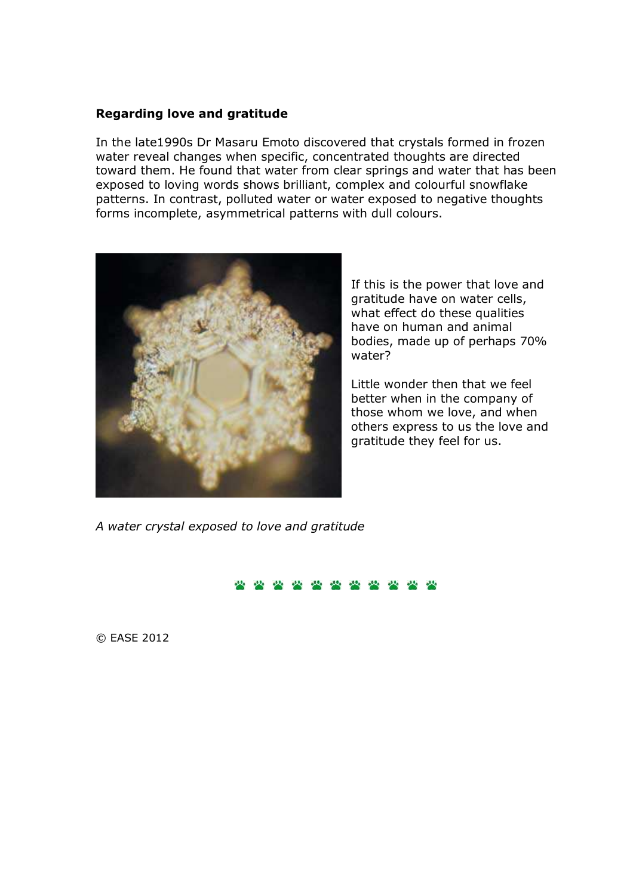**Regarding love and gratitude**

In the late1990s Dr Masaru Emoto discovered that crystals formed in frozen water reveal changes when specific, concentrated thoughts are directed toward them. He found that water from clear springs and water that has been exposed to loving words shows brilliant, complex and colourful snowflake patterns. In contrast, polluted water or water exposed to negative thoughts forms incomplete, asymmetrical patterns with dull colours.

If this is the power that love and gratitude have on water cells, what effect do these qualities have on human and animal bodies, made up of perhaps 70% water?

Little wonder then that we feel better when in the company of those whom we love, and when others express to us the love and gratitude they feel for us.

*A water crystal exposed to love and gratitude*

© EASE 2012